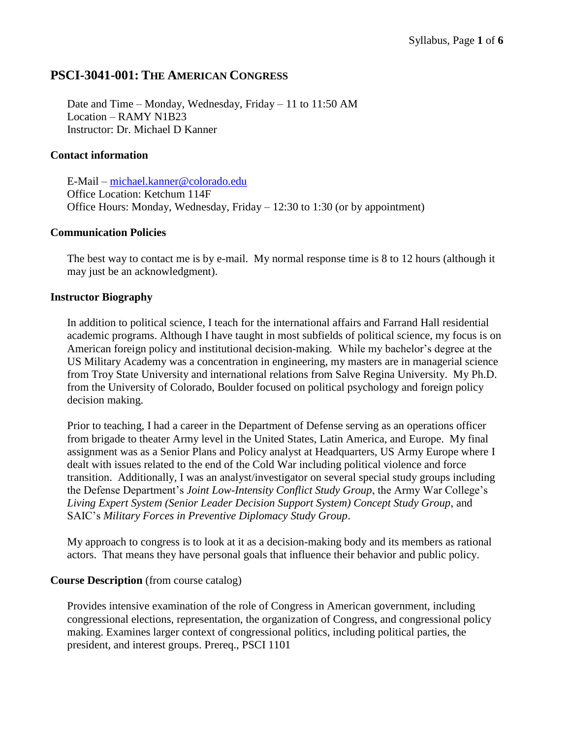# PSCI-3041-001: The American Congress

Date and Time – Monday, Wednesday, Friday – 11 to 11:50 AM
Location – RAMY N1B23
Instructor: Dr. Michael D Kanner

## Contact information

E-Mail – michael.kanner@colorado.edu
Office Location: Ketchum 114F
Office Hours: Monday, Wednesday, Friday – 12:30 to 1:30 (or by appointment)

## Communication Policies

The best way to contact me is by e-mail. My normal response time is 8 to 12 hours (although it may just be an acknowledgment).

## Instructor Biography

In addition to political science, I teach for the international affairs and Farrand Hall residential academic programs. Although I have taught in most subfields of political science, my focus is on American foreign policy and institutional decision-making. While my bachelor's degree at the US Military Academy was a concentration in engineering, my masters are in managerial science from Troy State University and international relations from Salve Regina University. My Ph.D. from the University of Colorado, Boulder focused on political psychology and foreign policy decision making.

Prior to teaching, I had a career in the Department of Defense serving as an operations officer from brigade to theater Army level in the United States, Latin America, and Europe. My final assignment was as a Senior Plans and Policy analyst at Headquarters, US Army Europe where I dealt with issues related to the end of the Cold War including political violence and force transition. Additionally, I was an analyst/investigator on several special study groups including the Defense Department's *Joint Low-Intensity Conflict Study Group*, the Army War College's *Living Expert System (Senior Leader Decision Support System) Concept Study Group*, and SAIC's *Military Forces in Preventive Diplomacy Study Group*.

My approach to congress is to look at it as a decision-making body and its members as rational actors. That means they have personal goals that influence their behavior and public policy.

## Course Description (from course catalog)

Provides intensive examination of the role of Congress in American government, including congressional elections, representation, the organization of Congress, and congressional policy making. Examines larger context of congressional politics, including political parties, the president, and interest groups. Prereq., PSCI 1101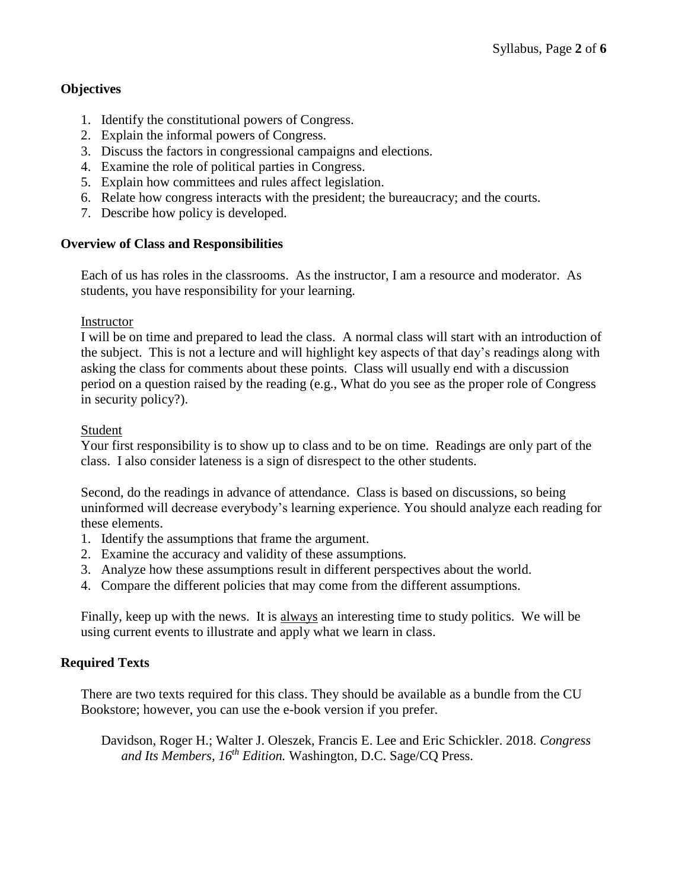## Objectives

1. Identify the constitutional powers of Congress.
2. Explain the informal powers of Congress.
3. Discuss the factors in congressional campaigns and elections.
4. Examine the role of political parties in Congress.
5. Explain how committees and rules affect legislation.
6. Relate how congress interacts with the president; the bureaucracy; and the courts.
7. Describe how policy is developed.

## Overview of Class and Responsibilities

Each of us has roles in the classrooms. As the instructor, I am a resource and moderator. As students, you have responsibility for your learning.

<u>Instructor</u>

I will be on time and prepared to lead the class. A normal class will start with an introduction of the subject. This is not a lecture and will highlight key aspects of that day's readings along with asking the class for comments about these points. Class will usually end with a discussion period on a question raised by the reading (e.g., What do you see as the proper role of Congress in security policy?).

<u>Student</u>

Your first responsibility is to show up to class and to be on time. Readings are only part of the class. I also consider lateness is a sign of disrespect to the other students.

Second, do the readings in advance of attendance. Class is based on discussions, so being uninformed will decrease everybody's learning experience. You should analyze each reading for these elements.

1. Identify the assumptions that frame the argument.
2. Examine the accuracy and validity of these assumptions.
3. Analyze how these assumptions result in different perspectives about the world.
4. Compare the different policies that may come from the different assumptions.

Finally, keep up with the news. It is <u>always</u> an interesting time to study politics. We will be using current events to illustrate and apply what we learn in class.

## Required Texts

There are two texts required for this class. They should be available as a bundle from the CU Bookstore; however, you can use the e-book version if you prefer.

Davidson, Roger H.; Walter J. Oleszek, Francis E. Lee and Eric Schickler. 2018. *Congress and Its Members, 16th Edition.* Washington, D.C. Sage/CQ Press.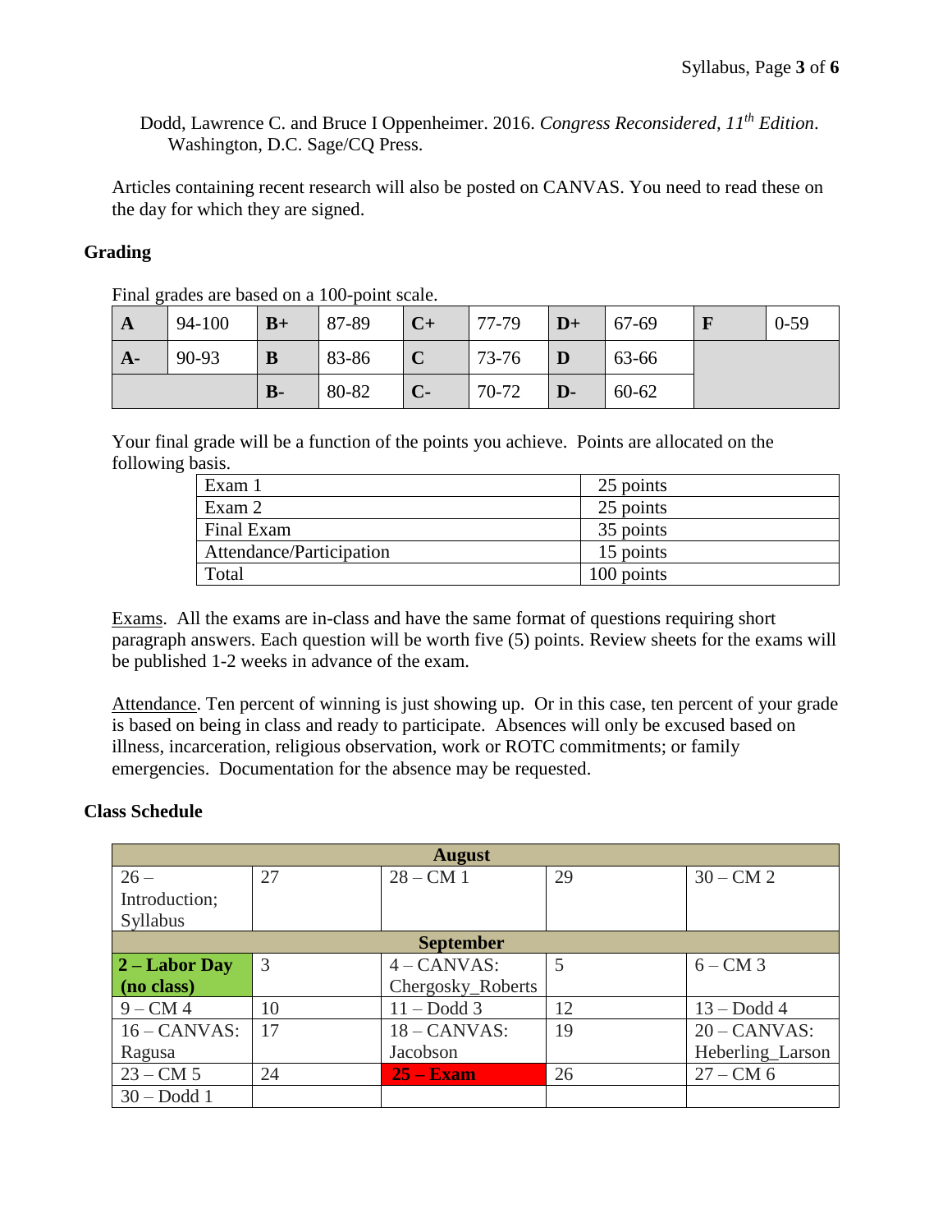Dodd, Lawrence C. and Bruce I Oppenheimer. 2016. *Congress Reconsidered, 11th Edition*. Washington, D.C. Sage/CQ Press.

Articles containing recent research will also be posted on CANVAS. You need to read these on the day for which they are signed.

### Grading

Final grades are based on a 100-point scale.

| **A** | 94-100 | **B+** | 87-89 | **C+** | 77-79 | **D+** | 67-69 | **F** | 0-59 |
|---|---|---|---|---|---|---|---|---|---|
| **A-** | 90-93 | **B** | 83-86 | **C** | 73-76 | **D** | 63-66 | | |
| | | **B-** | 80-82 | **C-** | 70-72 | **D-** | 60-62 | | |

Your final grade will be a function of the points you achieve. Points are allocated on the following basis.

| Component | Points |
|---|---|
| Exam 1 | 25 points |
| Exam 2 | 25 points |
| Final Exam | 35 points |
| Attendance/Participation | 15 points |
| Total | 100 points |

Exams. All the exams are in-class and have the same format of questions requiring short paragraph answers. Each question will be worth five (5) points. Review sheets for the exams will be published 1-2 weeks in advance of the exam.

Attendance. Ten percent of winning is just showing up. Or in this case, ten percent of your grade is based on being in class and ready to participate. Absences will only be excused based on illness, incarceration, religious observation, work or ROTC commitments; or family emergencies. Documentation for the absence may be requested.

### Class Schedule

| **August** | | | | |
|---|---|---|---|---|
| 26 – Introduction; Syllabus | 27 | 28 – CM 1 | 29 | 30 – CM 2 |
| **September** | | | | |
| **2 – Labor Day (no class)** | 3 | 4 – CANVAS: Chergosky_Roberts | 5 | 6 – CM 3 |
| 9 – CM 4 | 10 | 11 – Dodd 3 | 12 | 13 – Dodd 4 |
| 16 – CANVAS: Ragusa | 17 | 18 – CANVAS: Jacobson | 19 | 20 – CANVAS: Heberling_Larson |
| 23 – CM 5 | 24 | **25 – Exam** | 26 | 27 – CM 6 |
| 30 – Dodd 1 | | | | |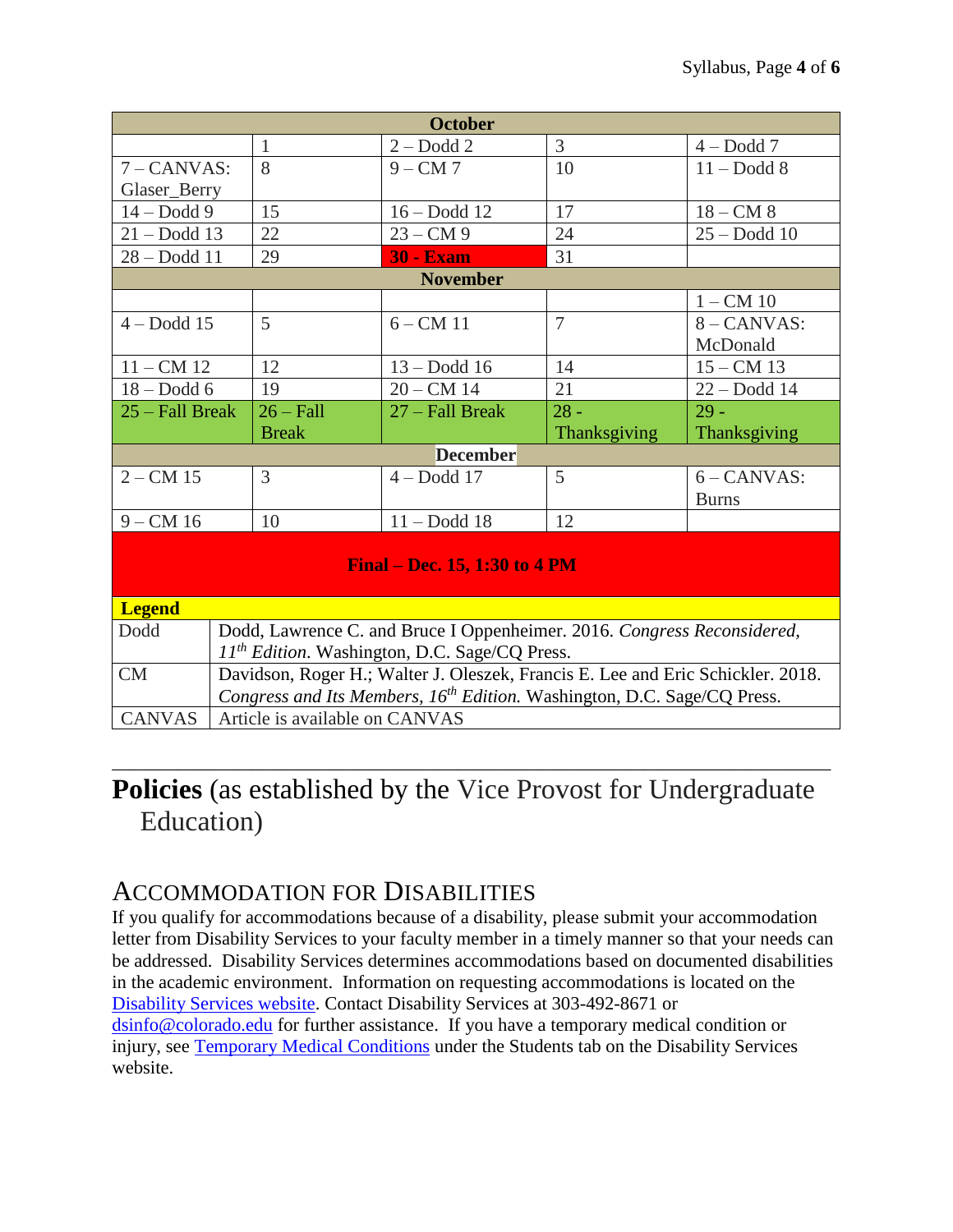| October | | | | |
|---|---|---|---|---|
| | 1 | 2 – Dodd 2 | 3 | 4 – Dodd 7 |
| 7 – CANVAS: Glaser_Berry | 8 | 9 – CM 7 | 10 | 11 – Dodd 8 |
| 14 – Dodd 9 | 15 | 16 – Dodd 12 | 17 | 18 – CM 8 |
| 21 – Dodd 13 | 22 | 23 – CM 9 | 24 | 25 – Dodd 10 |
| 28 – Dodd 11 | 29 | **30 - Exam** | 31 | |
| **November** | | | | |
| | | | | 1 – CM 10 |
| 4 – Dodd 15 | 5 | 6 – CM 11 | 7 | 8 – CANVAS: McDonald |
| 11 – CM 12 | 12 | 13 – Dodd 16 | 14 | 15 – CM 13 |
| 18 – Dodd 6 | 19 | 20 – CM 14 | 21 | 22 – Dodd 14 |
| 25 – Fall Break | 26 – Fall Break | 27 – Fall Break | 28 - Thanksgiving | 29 - Thanksgiving |
| **December** | | | | |
| 2 – CM 15 | 3 | 4 – Dodd 17 | 5 | 6 – CANVAS: Burns |
| 9 – CM 16 | 10 | 11 – Dodd 18 | 12 | |
| **Final – Dec. 15, 1:30 to 4 PM** | | | | |

| **Legend** | |
|---|---|
| Dodd | Dodd, Lawrence C. and Bruce I Oppenheimer. 2016. *Congress Reconsidered, 11th Edition*. Washington, D.C. Sage/CQ Press. |
| CM | Davidson, Roger H.; Walter J. Oleszek, Francis E. Lee and Eric Schickler. 2018. *Congress and Its Members, 16th Edition.* Washington, D.C. Sage/CQ Press. |
| CANVAS | Article is available on CANVAS |

---

# **Policies** (as established by the Vice Provost for Undergraduate Education)

## Accommodation for Disabilities

If you qualify for accommodations because of a disability, please submit your accommodation letter from Disability Services to your faculty member in a timely manner so that your needs can be addressed. Disability Services determines accommodations based on documented disabilities in the academic environment. Information on requesting accommodations is located on the Disability Services website. Contact Disability Services at 303-492-8671 or dsinfo@colorado.edu for further assistance. If you have a temporary medical condition or injury, see Temporary Medical Conditions under the Students tab on the Disability Services website.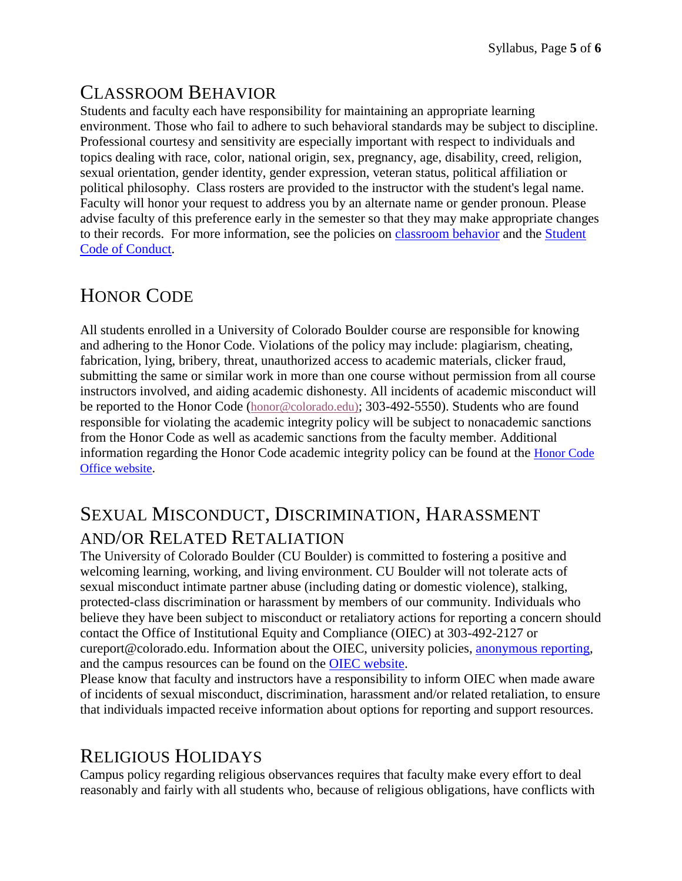## CLASSROOM BEHAVIOR

Students and faculty each have responsibility for maintaining an appropriate learning environment. Those who fail to adhere to such behavioral standards may be subject to discipline. Professional courtesy and sensitivity are especially important with respect to individuals and topics dealing with race, color, national origin, sex, pregnancy, age, disability, creed, religion, sexual orientation, gender identity, gender expression, veteran status, political affiliation or political philosophy. Class rosters are provided to the instructor with the student's legal name. Faculty will honor your request to address you by an alternate name or gender pronoun. Please advise faculty of this preference early in the semester so that they may make appropriate changes to their records. For more information, see the policies on classroom behavior and the Student Code of Conduct.

## HONOR CODE

All students enrolled in a University of Colorado Boulder course are responsible for knowing and adhering to the Honor Code. Violations of the policy may include: plagiarism, cheating, fabrication, lying, bribery, threat, unauthorized access to academic materials, clicker fraud, submitting the same or similar work in more than one course without permission from all course instructors involved, and aiding academic dishonesty. All incidents of academic misconduct will be reported to the Honor Code (honor@colorado.edu); 303-492-5550). Students who are found responsible for violating the academic integrity policy will be subject to nonacademic sanctions from the Honor Code as well as academic sanctions from the faculty member. Additional information regarding the Honor Code academic integrity policy can be found at the Honor Code Office website.

## SEXUAL MISCONDUCT, DISCRIMINATION, HARASSMENT AND/OR RELATED RETALIATION

The University of Colorado Boulder (CU Boulder) is committed to fostering a positive and welcoming learning, working, and living environment. CU Boulder will not tolerate acts of sexual misconduct intimate partner abuse (including dating or domestic violence), stalking, protected-class discrimination or harassment by members of our community. Individuals who believe they have been subject to misconduct or retaliatory actions for reporting a concern should contact the Office of Institutional Equity and Compliance (OIEC) at 303-492-2127 or cureport@colorado.edu. Information about the OIEC, university policies, anonymous reporting, and the campus resources can be found on the OIEC website.

Please know that faculty and instructors have a responsibility to inform OIEC when made aware of incidents of sexual misconduct, discrimination, harassment and/or related retaliation, to ensure that individuals impacted receive information about options for reporting and support resources.

## RELIGIOUS HOLIDAYS

Campus policy regarding religious observances requires that faculty make every effort to deal reasonably and fairly with all students who, because of religious obligations, have conflicts with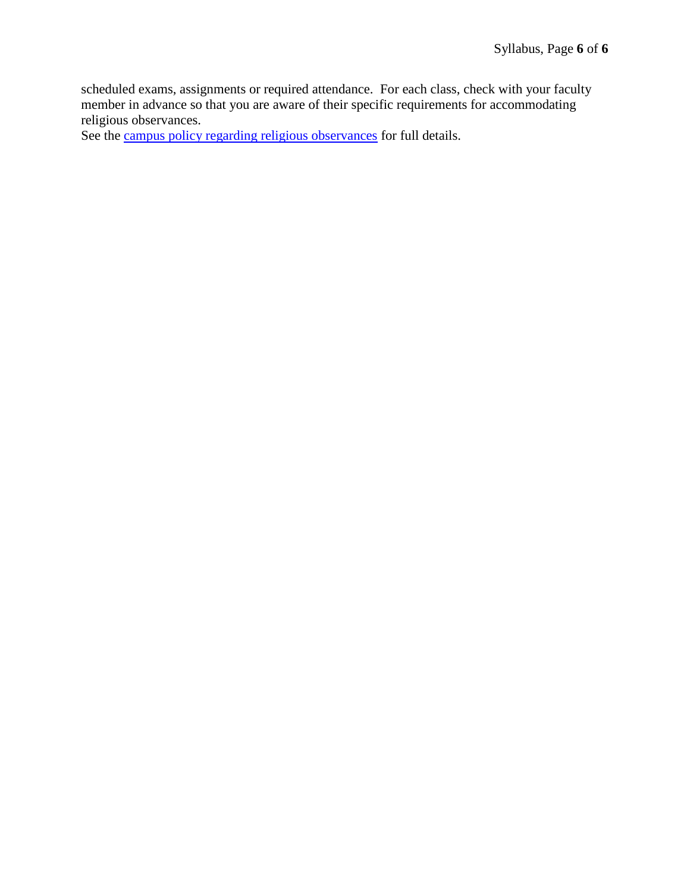scheduled exams, assignments or required attendance. For each class, check with your faculty member in advance so that you are aware of their specific requirements for accommodating religious observances.
See the campus policy regarding religious observances for full details.